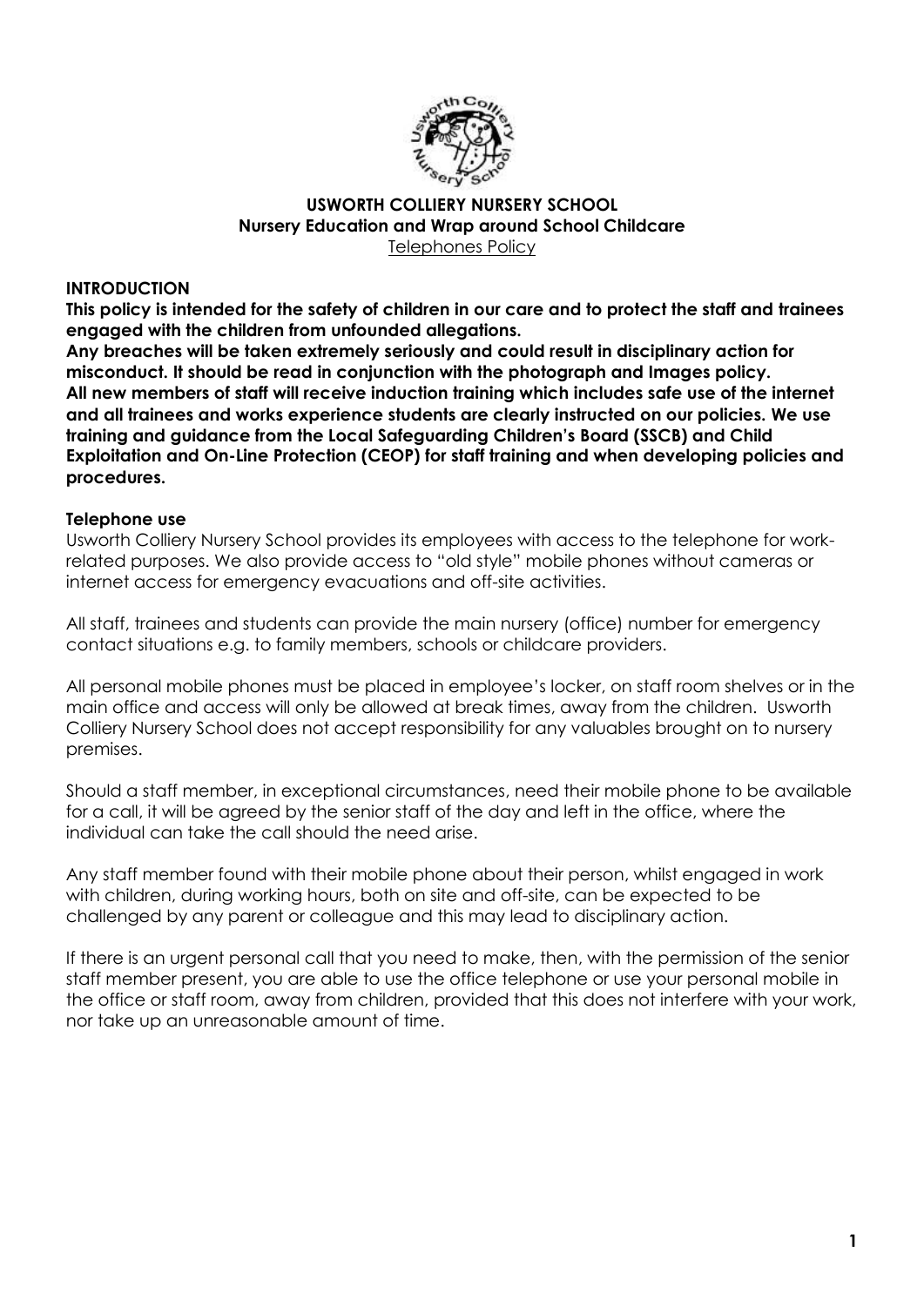**USWORTH COLLIERY NURSERY SCHOOL**
**Nursery Education and Wrap around School Childcare**
Telephones Policy

**INTRODUCTION**

**This policy is intended for the safety of children in our care and to protect the staff and trainees engaged with the children from unfounded allegations.**

**Any breaches will be taken extremely seriously and could result in disciplinary action for misconduct. It should be read in conjunction with the photograph and Images policy.**

**All new members of staff will receive induction training which includes safe use of the internet and all trainees and works experience students are clearly instructed on our policies. We use training and guidance from the Local Safeguarding Children's Board (SSCB) and Child Exploitation and On-Line Protection (CEOP) for staff training and when developing policies and procedures.**

**Telephone use**

Usworth Colliery Nursery School provides its employees with access to the telephone for work-related purposes. We also provide access to "old style" mobile phones without cameras or internet access for emergency evacuations and off-site activities.

All staff, trainees and students can provide the main nursery (office) number for emergency contact situations e.g. to family members, schools or childcare providers.

All personal mobile phones must be placed in employee's locker, on staff room shelves or in the main office and access will only be allowed at break times, away from the children. Usworth Colliery Nursery School does not accept responsibility for any valuables brought on to nursery premises.

Should a staff member, in exceptional circumstances, need their mobile phone to be available for a call, it will be agreed by the senior staff of the day and left in the office, where the individual can take the call should the need arise.

Any staff member found with their mobile phone about their person, whilst engaged in work with children, during working hours, both on site and off-site, can be expected to be challenged by any parent or colleague and this may lead to disciplinary action.

If there is an urgent personal call that you need to make, then, with the permission of the senior staff member present, you are able to use the office telephone or use your personal mobile in the office or staff room, away from children, provided that this does not interfere with your work, nor take up an unreasonable amount of time.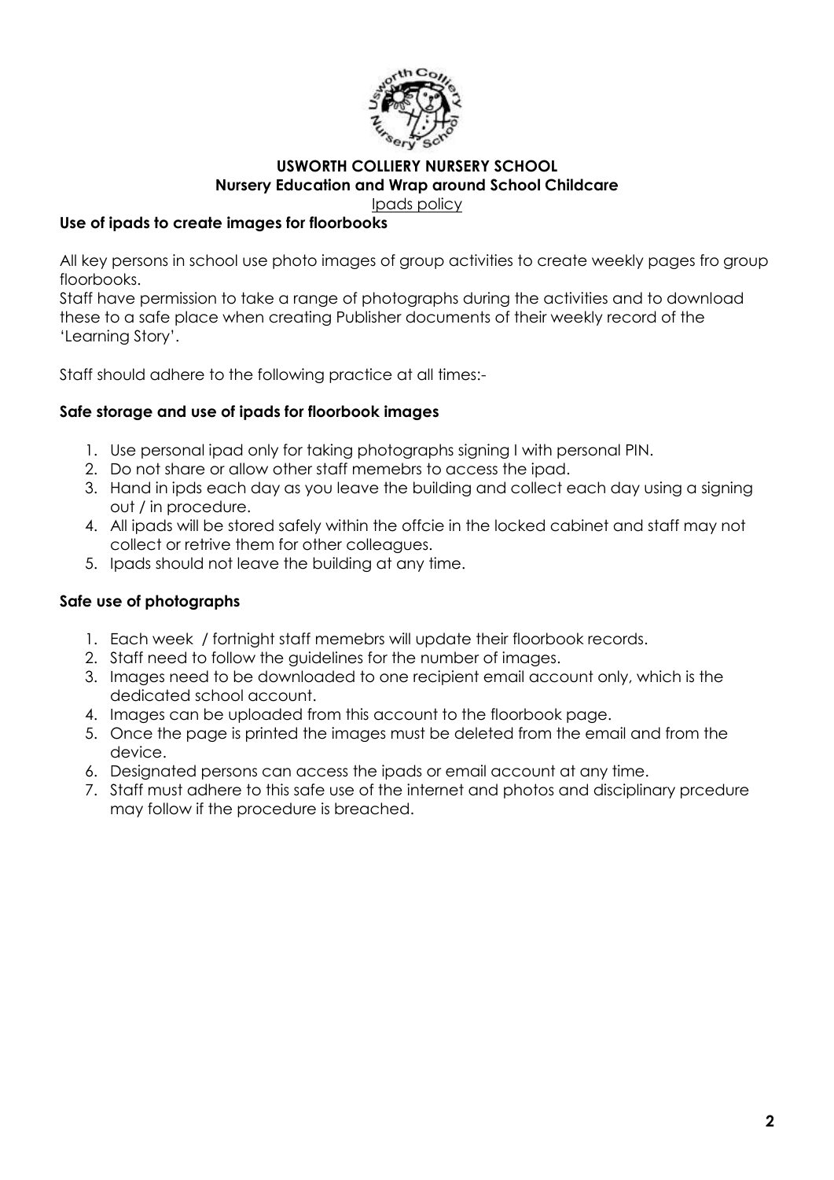**USWORTH COLLIERY NURSERY SCHOOL**
**Nursery Education and Wrap around School Childcare**
Ipads policy

**Use of ipads to create images for floorbooks**

All key persons in school use photo images of group activities to create weekly pages fro group floorbooks.
Staff have permission to take a range of photographs during the activities and to download these to a safe place when creating Publisher documents of their weekly record of the 'Learning Story'.

Staff should adhere to the following practice at all times:-

**Safe storage and use of ipads for floorbook images**

1. Use personal ipad only for taking photographs signing I with personal PIN.
2. Do not share or allow other staff memebrs to access the ipad.
3. Hand in ipds each day as you leave the building and collect each day using a signing out / in procedure.
4. All ipads will be stored safely within the offcie in the locked cabinet and staff may not collect or retrive them for other colleagues.
5. Ipads should not leave the building at any time.

**Safe use of photographs**

1. Each week / fortnight staff memebrs will update their floorbook records.
2. Staff need to follow the guidelines for the number of images.
3. Images need to be downloaded to one recipient email account only, which is the dedicated school account.
4. Images can be uploaded from this account to the floorbook page.
5. Once the page is printed the images must be deleted from the email and from the device.
6. Designated persons can access the ipads or email account at any time.
7. Staff must adhere to this safe use of the internet and photos and disciplinary prcedure may follow if the procedure is breached.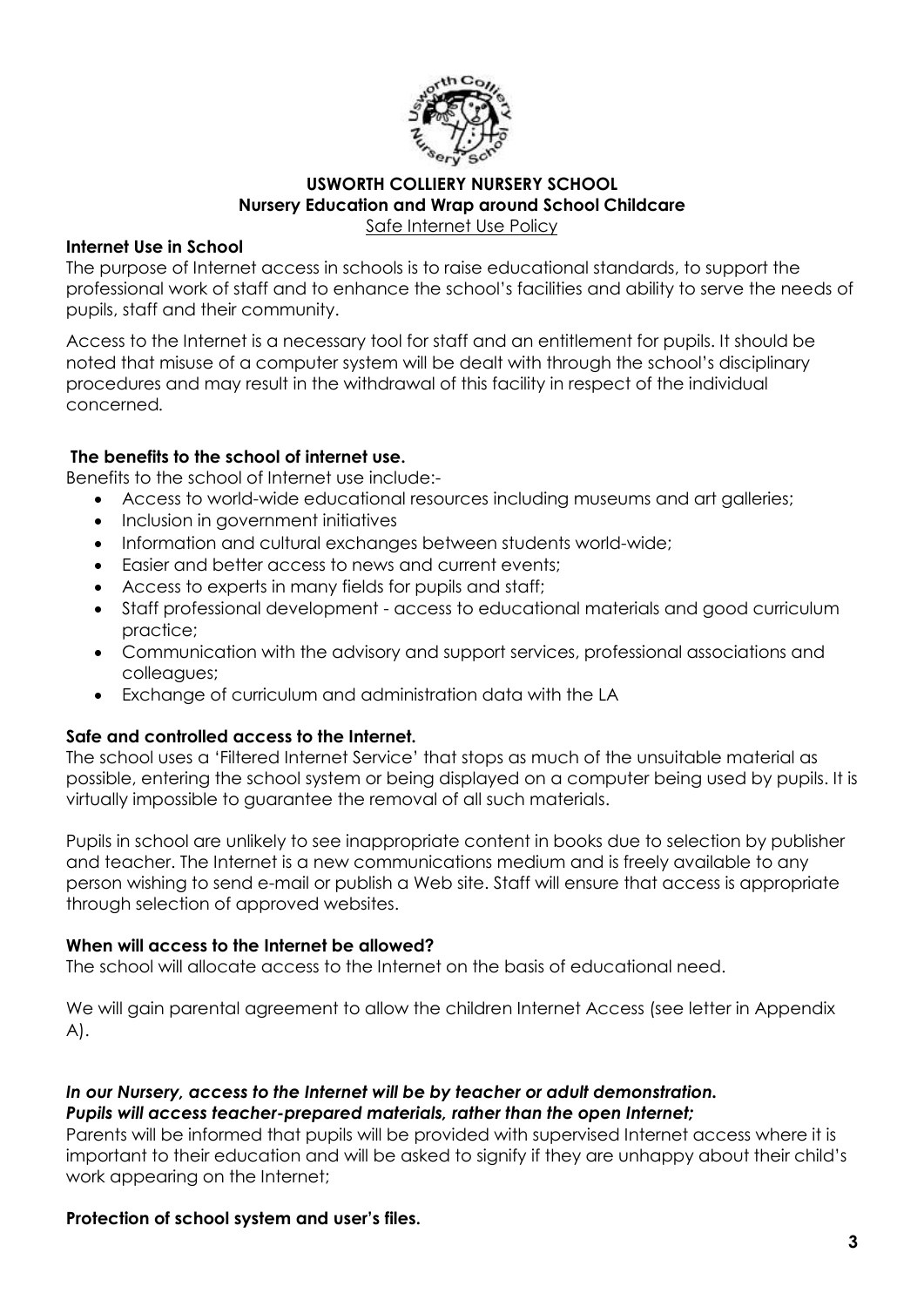**USWORTH COLLIERY NURSERY SCHOOL**
**Nursery Education and Wrap around School Childcare**
Safe Internet Use Policy

**Internet Use in School**

The purpose of Internet access in schools is to raise educational standards, to support the professional work of staff and to enhance the school's facilities and ability to serve the needs of pupils, staff and their community.

Access to the Internet is a necessary tool for staff and an entitlement for pupils. It should be noted that misuse of a computer system will be dealt with through the school's disciplinary procedures and may result in the withdrawal of this facility in respect of the individual concerned.

**The benefits to the school of internet use.**

Benefits to the school of Internet use include:-

- Access to world-wide educational resources including museums and art galleries;
- Inclusion in government initiatives
- Information and cultural exchanges between students world-wide;
- Easier and better access to news and current events;
- Access to experts in many fields for pupils and staff;
- Staff professional development - access to educational materials and good curriculum practice;
- Communication with the advisory and support services, professional associations and colleagues;
- Exchange of curriculum and administration data with the LA

**Safe and controlled access to the Internet.**

The school uses a 'Filtered Internet Service' that stops as much of the unsuitable material as possible, entering the school system or being displayed on a computer being used by pupils. It is virtually impossible to guarantee the removal of all such materials.

Pupils in school are unlikely to see inappropriate content in books due to selection by publisher and teacher. The Internet is a new communications medium and is freely available to any person wishing to send e-mail or publish a Web site. Staff will ensure that access is appropriate through selection of approved websites.

**When will access to the Internet be allowed?**

The school will allocate access to the Internet on the basis of educational need.

We will gain parental agreement to allow the children Internet Access (see letter in Appendix A).

***In our Nursery, access to the Internet will be by teacher or adult demonstration.***
***Pupils will access teacher-prepared materials, rather than the open Internet;***

Parents will be informed that pupils will be provided with supervised Internet access where it is important to their education and will be asked to signify if they are unhappy about their child's work appearing on the Internet;

**Protection of school system and user's files.**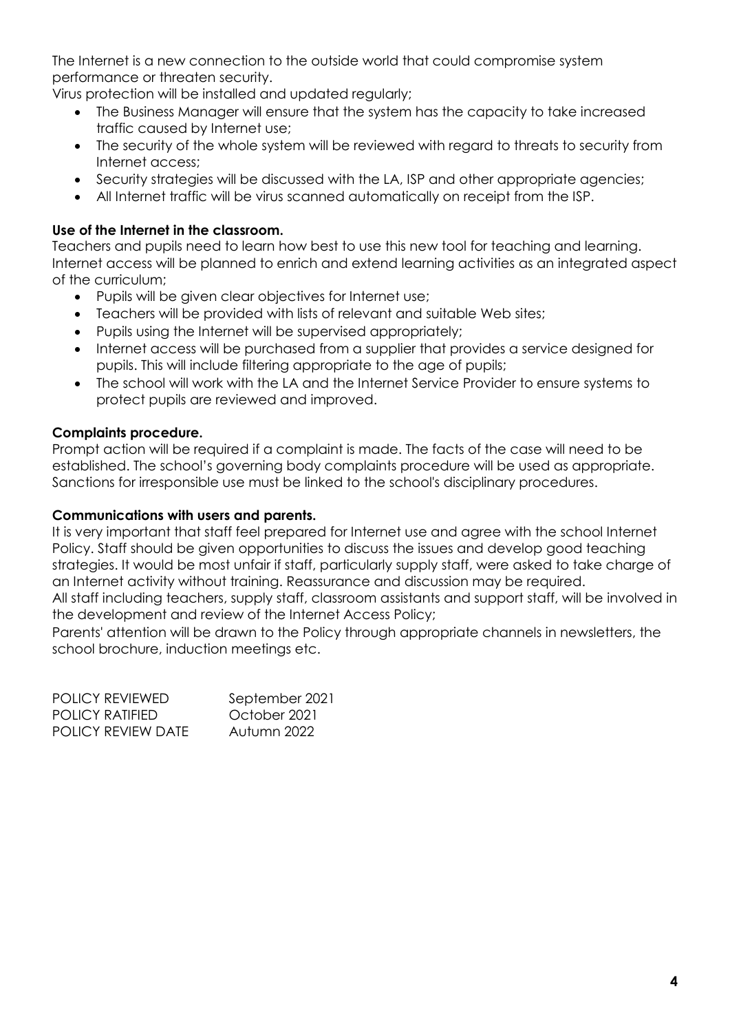The Internet is a new connection to the outside world that could compromise system performance or threaten security.

Virus protection will be installed and updated regularly;

- The Business Manager will ensure that the system has the capacity to take increased traffic caused by Internet use;
- The security of the whole system will be reviewed with regard to threats to security from Internet access;
- Security strategies will be discussed with the LA, ISP and other appropriate agencies;
- All Internet traffic will be virus scanned automatically on receipt from the ISP.

**Use of the Internet in the classroom.**

Teachers and pupils need to learn how best to use this new tool for teaching and learning. Internet access will be planned to enrich and extend learning activities as an integrated aspect of the curriculum;

- Pupils will be given clear objectives for Internet use;
- Teachers will be provided with lists of relevant and suitable Web sites;
- Pupils using the Internet will be supervised appropriately;
- Internet access will be purchased from a supplier that provides a service designed for pupils. This will include filtering appropriate to the age of pupils;
- The school will work with the LA and the Internet Service Provider to ensure systems to protect pupils are reviewed and improved.

**Complaints procedure.**

Prompt action will be required if a complaint is made. The facts of the case will need to be established. The school's governing body complaints procedure will be used as appropriate. Sanctions for irresponsible use must be linked to the school's disciplinary procedures.

**Communications with users and parents.**

It is very important that staff feel prepared for Internet use and agree with the school Internet Policy. Staff should be given opportunities to discuss the issues and develop good teaching strategies. It would be most unfair if staff, particularly supply staff, were asked to take charge of an Internet activity without training. Reassurance and discussion may be required.

All staff including teachers, supply staff, classroom assistants and support staff, will be involved in the development and review of the Internet Access Policy;

Parents' attention will be drawn to the Policy through appropriate channels in newsletters, the school brochure, induction meetings etc.

| | |
|---|---|
| POLICY REVIEWED | September 2021 |
| POLICY RATIFIED | October 2021 |
| POLICY REVIEW DATE | Autumn 2022 |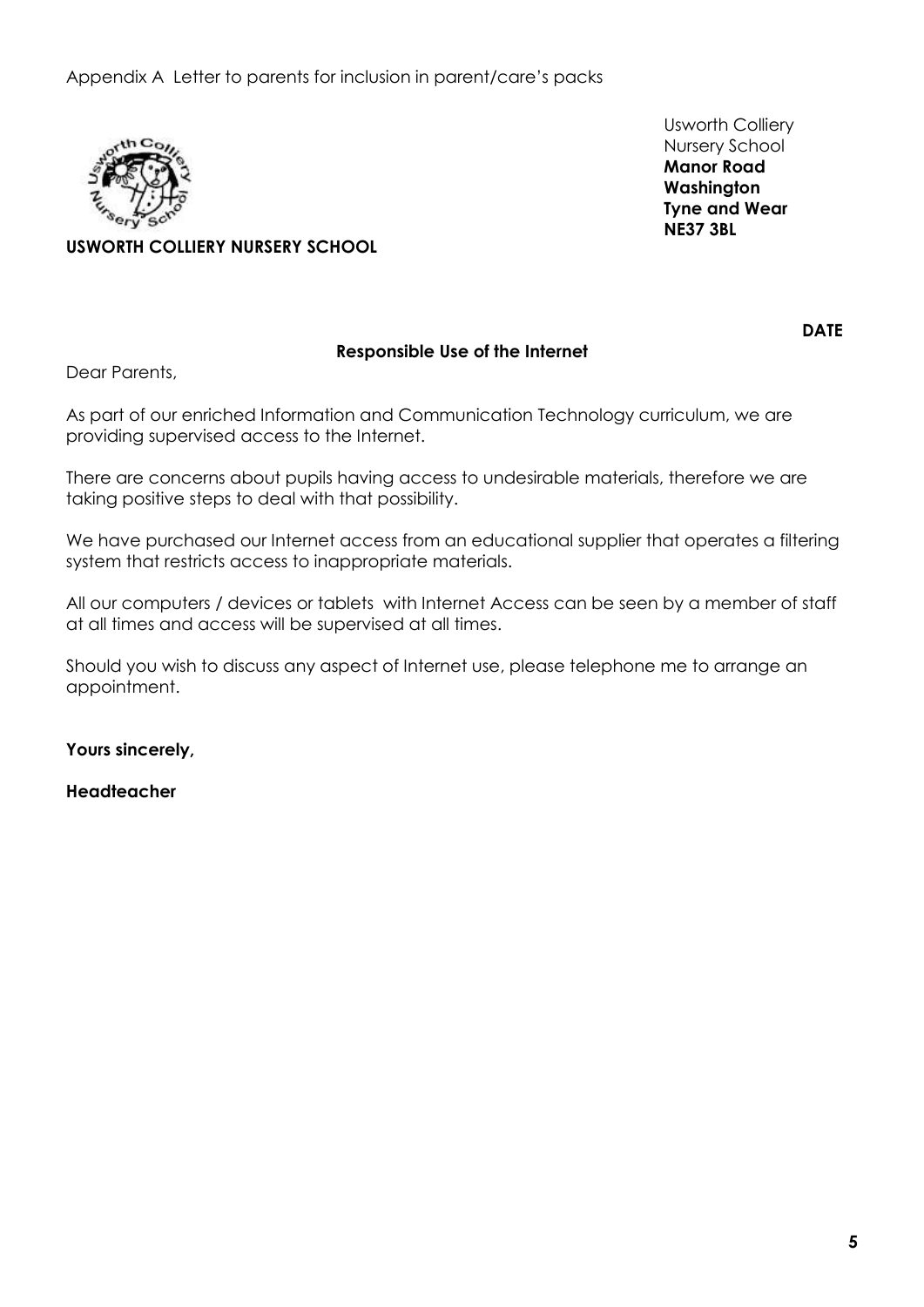Appendix A Letter to parents for inclusion in parent/care's packs

**USWORTH COLLIERY NURSERY SCHOOL**

Usworth Colliery
Nursery School
**Manor Road**
**Washington**
**Tyne and Wear**
**NE37 3BL**

**DATE**

**Responsible Use of the Internet**

Dear Parents,

As part of our enriched Information and Communication Technology curriculum, we are providing supervised access to the Internet.

There are concerns about pupils having access to undesirable materials, therefore we are taking positive steps to deal with that possibility.

We have purchased our Internet access from an educational supplier that operates a filtering system that restricts access to inappropriate materials.

All our computers / devices or tablets with Internet Access can be seen by a member of staff at all times and access will be supervised at all times.

Should you wish to discuss any aspect of Internet use, please telephone me to arrange an appointment.

**Yours sincerely,**

**Headteacher**